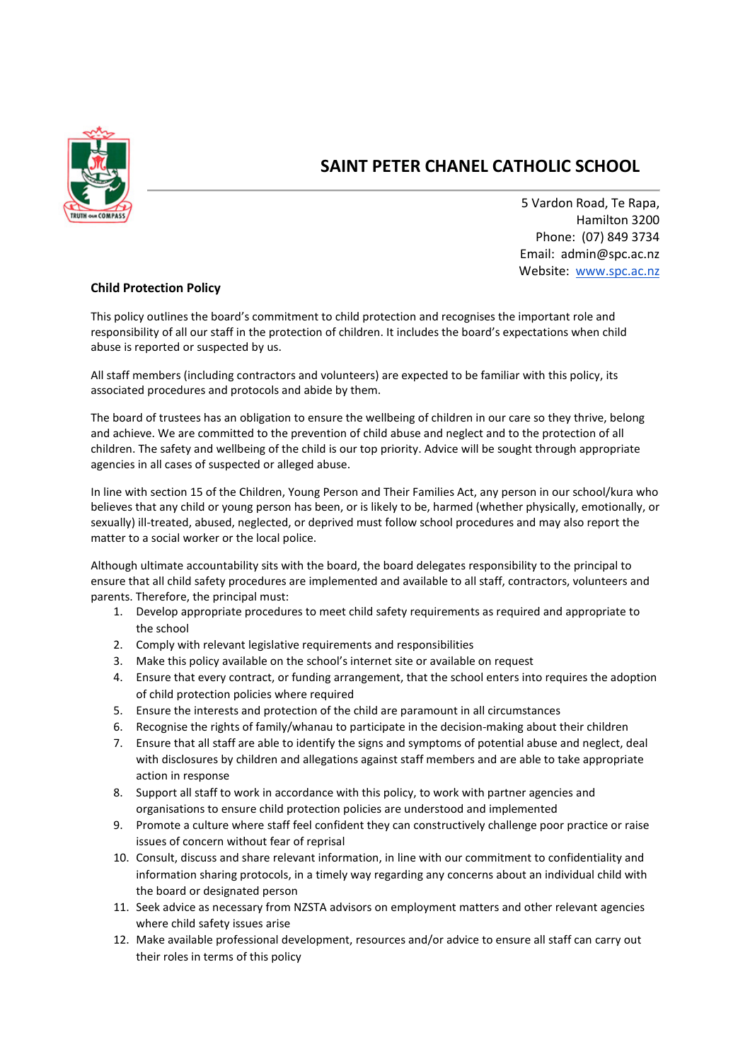# SAINT PETER CHANEL CATHOLIC SCHOOL

5 Vardon Road, Te Rapa,
Hamilton 3200
Phone: (07) 849 3734
Email: admin@spc.ac.nz
Website: www.spc.ac.nz

## Child Protection Policy

This policy outlines the board's commitment to child protection and recognises the important role and responsibility of all our staff in the protection of children. It includes the board's expectations when child abuse is reported or suspected by us.

All staff members (including contractors and volunteers) are expected to be familiar with this policy, its associated procedures and protocols and abide by them.

The board of trustees has an obligation to ensure the wellbeing of children in our care so they thrive, belong and achieve. We are committed to the prevention of child abuse and neglect and to the protection of all children. The safety and wellbeing of the child is our top priority. Advice will be sought through appropriate agencies in all cases of suspected or alleged abuse.

In line with section 15 of the Children, Young Person and Their Families Act, any person in our school/kura who believes that any child or young person has been, or is likely to be, harmed (whether physically, emotionally, or sexually) ill-treated, abused, neglected, or deprived must follow school procedures and may also report the matter to a social worker or the local police.

Although ultimate accountability sits with the board, the board delegates responsibility to the principal to ensure that all child safety procedures are implemented and available to all staff, contractors, volunteers and parents. Therefore, the principal must:

1. Develop appropriate procedures to meet child safety requirements as required and appropriate to the school
2. Comply with relevant legislative requirements and responsibilities
3. Make this policy available on the school's internet site or available on request
4. Ensure that every contract, or funding arrangement, that the school enters into requires the adoption of child protection policies where required
5. Ensure the interests and protection of the child are paramount in all circumstances
6. Recognise the rights of family/whanau to participate in the decision-making about their children
7. Ensure that all staff are able to identify the signs and symptoms of potential abuse and neglect, deal with disclosures by children and allegations against staff members and are able to take appropriate action in response
8. Support all staff to work in accordance with this policy, to work with partner agencies and organisations to ensure child protection policies are understood and implemented
9. Promote a culture where staff feel confident they can constructively challenge poor practice or raise issues of concern without fear of reprisal
10. Consult, discuss and share relevant information, in line with our commitment to confidentiality and information sharing protocols, in a timely way regarding any concerns about an individual child with the board or designated person
11. Seek advice as necessary from NZSTA advisors on employment matters and other relevant agencies where child safety issues arise
12. Make available professional development, resources and/or advice to ensure all staff can carry out their roles in terms of this policy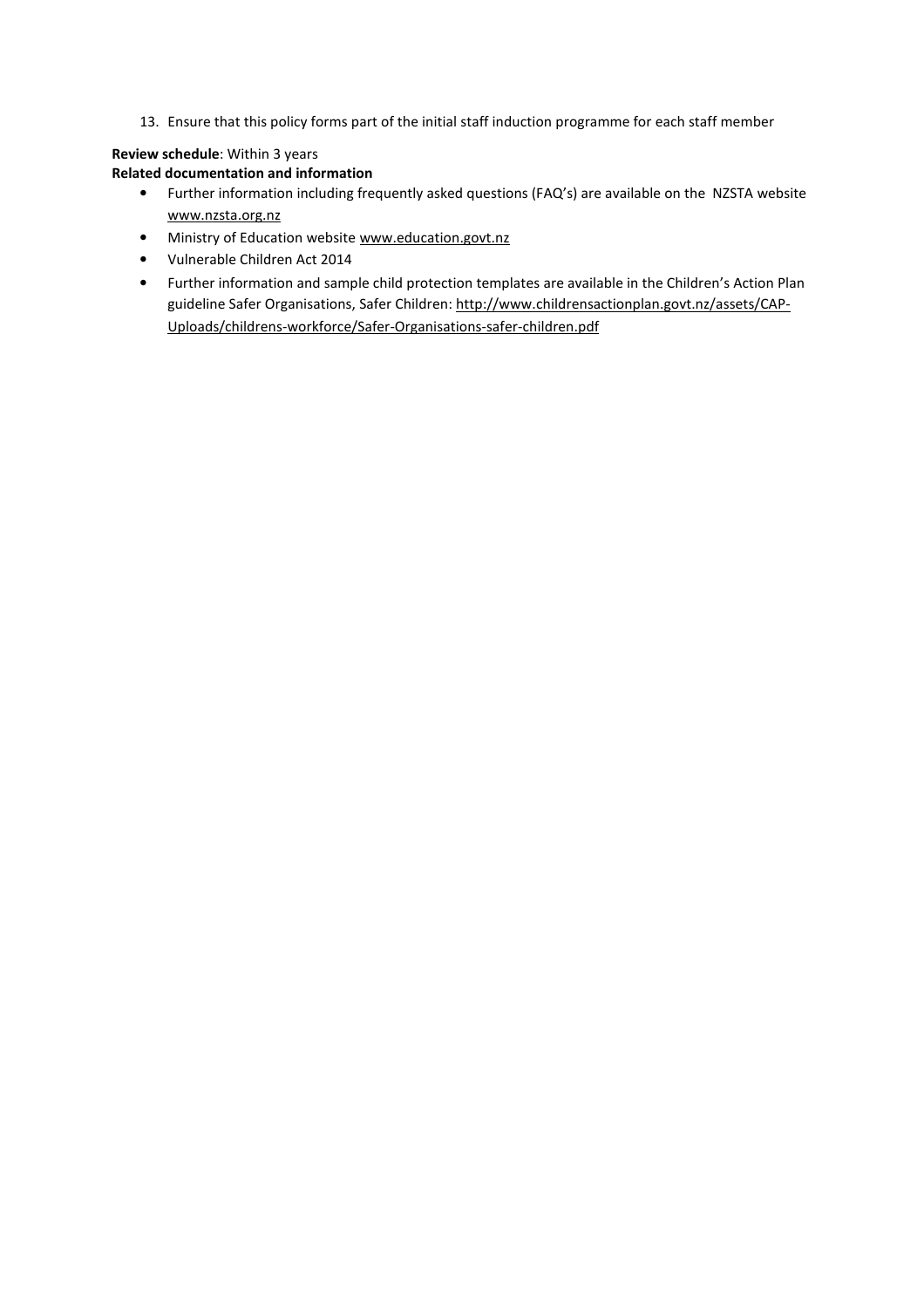13. Ensure that this policy forms part of the initial staff induction programme for each staff member

**Review schedule**: Within 3 years

**Related documentation and information**

- Further information including frequently asked questions (FAQ's) are available on the NZSTA website www.nzsta.org.nz
- Ministry of Education website www.education.govt.nz
- Vulnerable Children Act 2014
- Further information and sample child protection templates are available in the Children's Action Plan guideline Safer Organisations, Safer Children: http://www.childrensactionplan.govt.nz/assets/CAP-Uploads/childrens-workforce/Safer-Organisations-safer-children.pdf